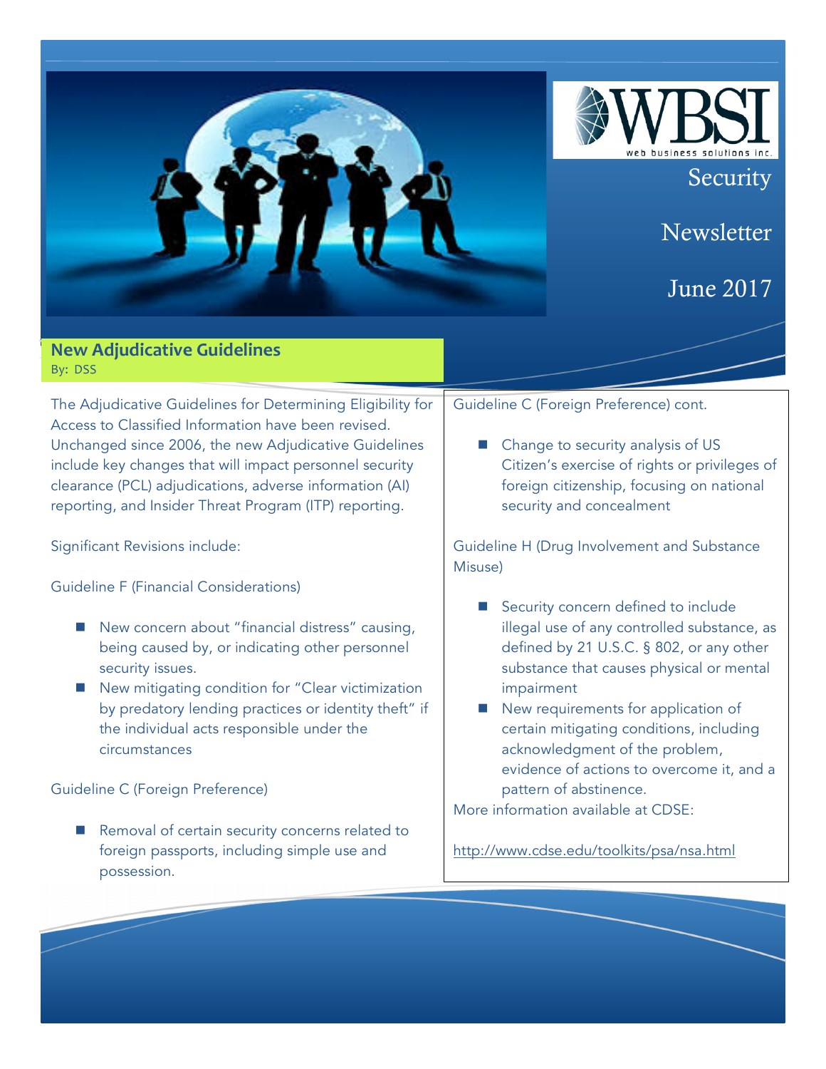WBSI
web business solutions inc.

Security Newsletter

June 2017

## New Adjudicative Guidelines

By: DSS

The Adjudicative Guidelines for Determining Eligibility for Access to Classified Information have been revised. Unchanged since 2006, the new Adjudicative Guidelines include key changes that will impact personnel security clearance (PCL) adjudications, adverse information (AI) reporting, and Insider Threat Program (ITP) reporting.

Significant Revisions include:

Guideline F (Financial Considerations)

- New concern about "financial distress" causing, being caused by, or indicating other personnel security issues.
- New mitigating condition for "Clear victimization by predatory lending practices or identity theft" if the individual acts responsible under the circumstances

Guideline C (Foreign Preference)

- Removal of certain security concerns related to foreign passports, including simple use and possession.

Guideline C (Foreign Preference) cont.

- Change to security analysis of US Citizen's exercise of rights or privileges of foreign citizenship, focusing on national security and concealment

Guideline H (Drug Involvement and Substance Misuse)

- Security concern defined to include illegal use of any controlled substance, as defined by 21 U.S.C. § 802, or any other substance that causes physical or mental impairment
- New requirements for application of certain mitigating conditions, including acknowledgment of the problem, evidence of actions to overcome it, and a pattern of abstinence.

More information available at CDSE:

http://www.cdse.edu/toolkits/psa/nsa.html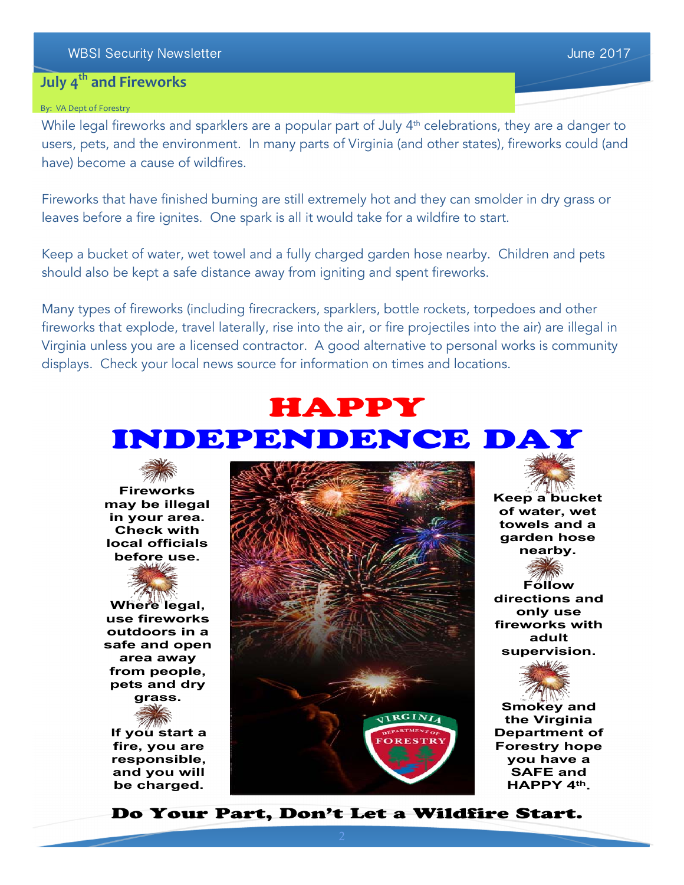## July 4th and Fireworks

By: VA Dept of Forestry

While legal fireworks and sparklers are a popular part of July 4th celebrations, they are a danger to users, pets, and the environment. In many parts of Virginia (and other states), fireworks could (and have) become a cause of wildfires.

Fireworks that have finished burning are still extremely hot and they can smolder in dry grass or leaves before a fire ignites. One spark is all it would take for a wildfire to start.

Keep a bucket of water, wet towel and a fully charged garden hose nearby. Children and pets should also be kept a safe distance away from igniting and spent fireworks.

Many types of fireworks (including firecrackers, sparklers, bottle rockets, torpedoes and other fireworks that explode, travel laterally, rise into the air, or fire projectiles into the air) are illegal in Virginia unless you are a licensed contractor. A good alternative to personal works is community displays. Check your local news source for information on times and locations.

# HAPPY INDEPENDENCE DAY

**Fireworks may be illegal in your area. Check with local officials before use.**

**Where legal, use fireworks outdoors in a safe and open area away from people, pets and dry grass.**

**If you start a fire, you are responsible, and you will be charged.**

**Keep a bucket of water, wet towels and a garden hose nearby.**

**Follow directions and only use fireworks with adult supervision.**

**Smokey and the Virginia Department of Forestry hope you have a SAFE and HAPPY 4th.**

**Do Your Part, Don't Let a Wildfire Start.**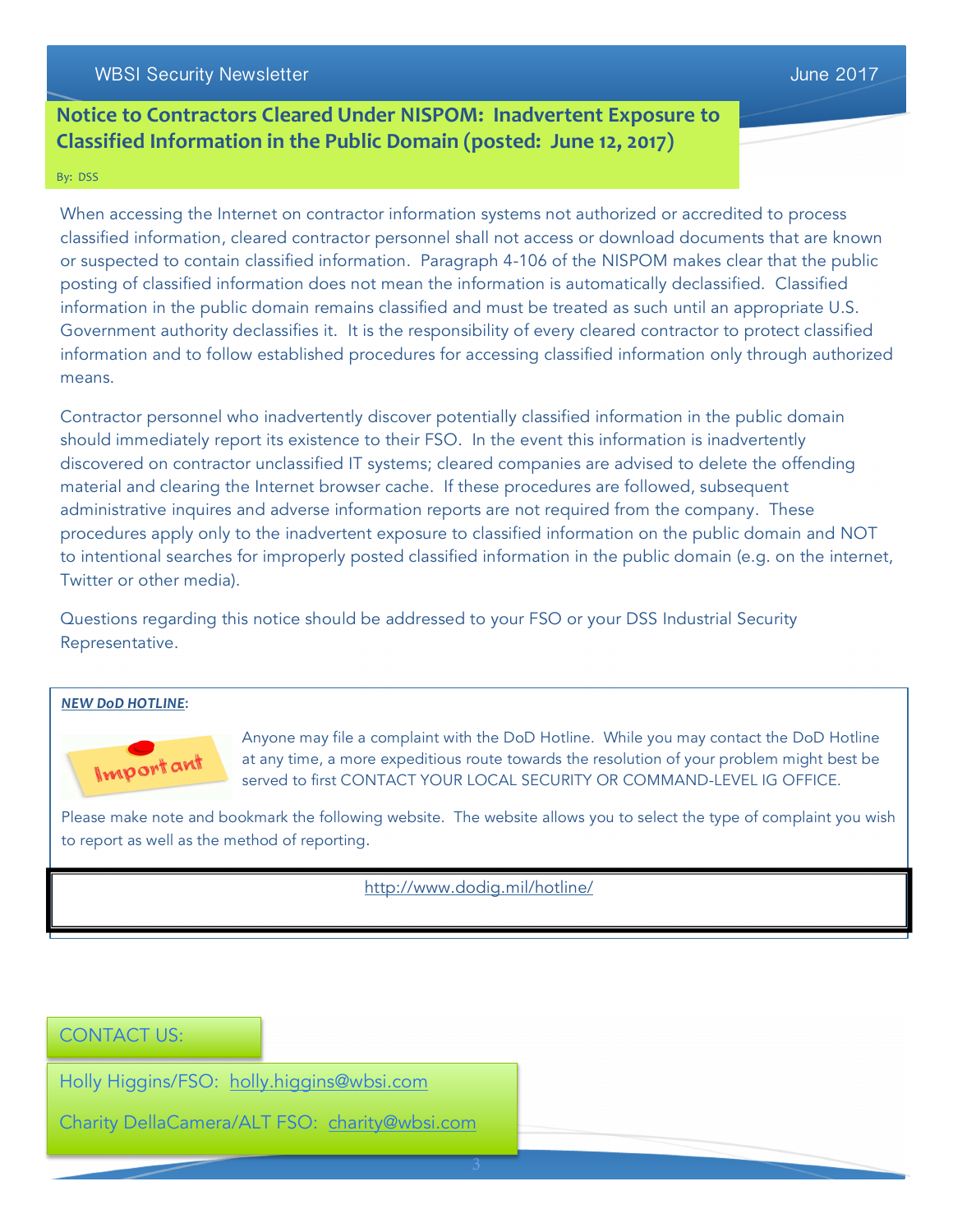## Notice to Contractors Cleared Under NISPOM: Inadvertent Exposure to Classified Information in the Public Domain (posted: June 12, 2017)

By: DSS

When accessing the Internet on contractor information systems not authorized or accredited to process classified information, cleared contractor personnel shall not access or download documents that are known or suspected to contain classified information. Paragraph 4-106 of the NISPOM makes clear that the public posting of classified information does not mean the information is automatically declassified. Classified information in the public domain remains classified and must be treated as such until an appropriate U.S. Government authority declassifies it. It is the responsibility of every cleared contractor to protect classified information and to follow established procedures for accessing classified information only through authorized means.

Contractor personnel who inadvertently discover potentially classified information in the public domain should immediately report its existence to their FSO. In the event this information is inadvertently discovered on contractor unclassified IT systems; cleared companies are advised to delete the offending material and clearing the Internet browser cache. If these procedures are followed, subsequent administrative inquires and adverse information reports are not required from the company. These procedures apply only to the inadvertent exposure to classified information on the public domain and NOT to intentional searches for improperly posted classified information in the public domain (e.g. on the internet, Twitter or other media).

Questions regarding this notice should be addressed to your FSO or your DSS Industrial Security Representative.

***NEW DoD HOTLINE*:**

Important

Anyone may file a complaint with the DoD Hotline. While you may contact the DoD Hotline at any time, a more expeditious route towards the resolution of your problem might best be served to first CONTACT YOUR LOCAL SECURITY OR COMMAND-LEVEL IG OFFICE.

Please make note and bookmark the following website. The website allows you to select the type of complaint you wish to report as well as the method of reporting.

http://www.dodig.mil/hotline/

CONTACT US:

Holly Higgins/FSO: holly.higgins@wbsi.com

Charity DellaCamera/ALT FSO: charity@wbsi.com